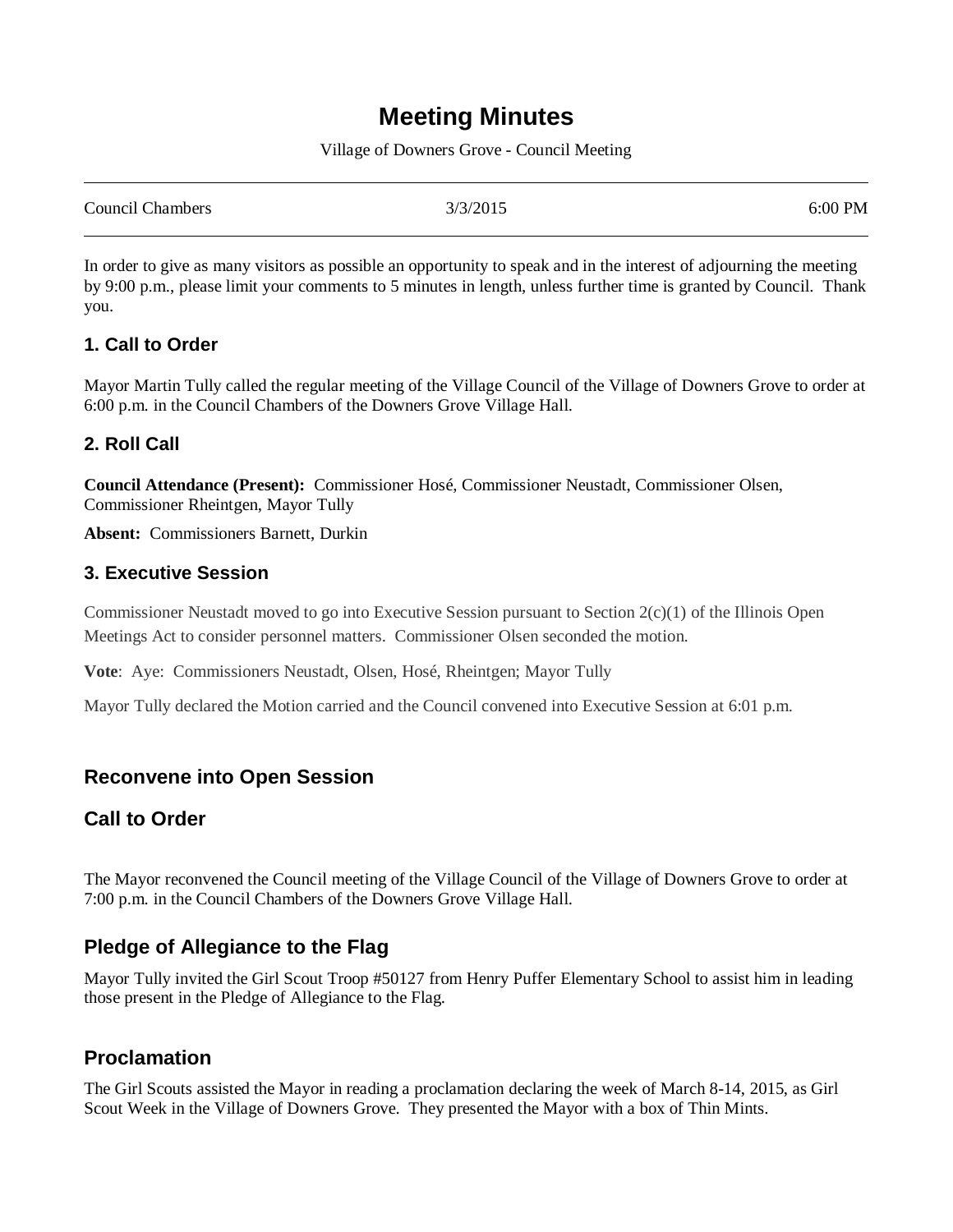# Meeting Minutes

Village of Downers Grove - Council Meeting

| Council Chambers | 3/3/2015 | 6:00 PM |
| --- | --- | --- |

In order to give as many visitors as possible an opportunity to speak and in the interest of adjourning the meeting by 9:00 p.m., please limit your comments to 5 minutes in length, unless further time is granted by Council. Thank you.

### 1. Call to Order

Mayor Martin Tully called the regular meeting of the Village Council of the Village of Downers Grove to order at 6:00 p.m. in the Council Chambers of the Downers Grove Village Hall.

### 2. Roll Call

**Council Attendance (Present):** Commissioner Hosé, Commissioner Neustadt, Commissioner Olsen, Commissioner Rheintgen, Mayor Tully

**Absent:** Commissioners Barnett, Durkin

### 3. Executive Session

Commissioner Neustadt moved to go into Executive Session pursuant to Section 2(c)(1) of the Illinois Open Meetings Act to consider personnel matters. Commissioner Olsen seconded the motion.

**Vote**: Aye: Commissioners Neustadt, Olsen, Hosé, Rheintgen; Mayor Tully

Mayor Tully declared the Motion carried and the Council convened into Executive Session at 6:01 p.m.

## Reconvene into Open Session

## Call to Order

The Mayor reconvened the Council meeting of the Village Council of the Village of Downers Grove to order at 7:00 p.m. in the Council Chambers of the Downers Grove Village Hall.

## Pledge of Allegiance to the Flag

Mayor Tully invited the Girl Scout Troop #50127 from Henry Puffer Elementary School to assist him in leading those present in the Pledge of Allegiance to the Flag.

## Proclamation

The Girl Scouts assisted the Mayor in reading a proclamation declaring the week of March 8-14, 2015, as Girl Scout Week in the Village of Downers Grove. They presented the Mayor with a box of Thin Mints.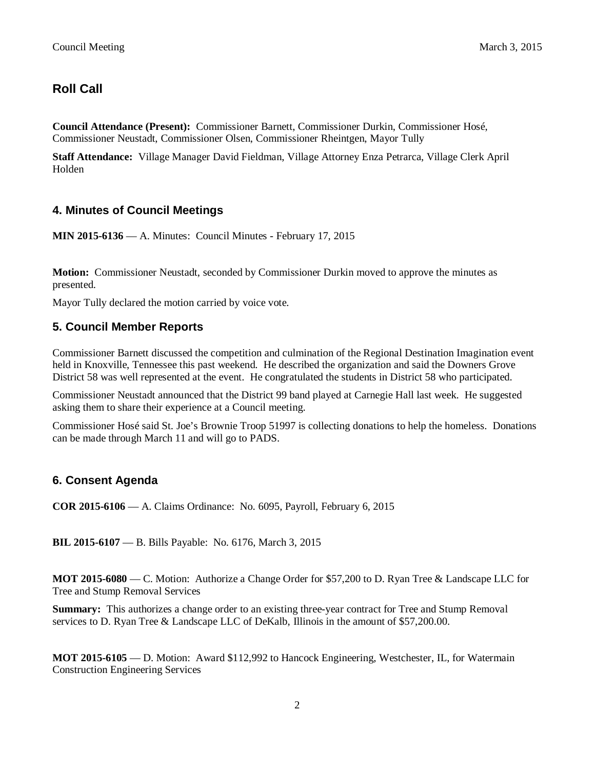## Roll Call

**Council Attendance (Present):** Commissioner Barnett, Commissioner Durkin, Commissioner Hosé, Commissioner Neustadt, Commissioner Olsen, Commissioner Rheintgen, Mayor Tully

**Staff Attendance:** Village Manager David Fieldman, Village Attorney Enza Petrarca, Village Clerk April Holden

## 4. Minutes of Council Meetings

**MIN 2015-6136** — A. Minutes: Council Minutes - February 17, 2015

**Motion:** Commissioner Neustadt, seconded by Commissioner Durkin moved to approve the minutes as presented.

Mayor Tully declared the motion carried by voice vote.

## 5. Council Member Reports

Commissioner Barnett discussed the competition and culmination of the Regional Destination Imagination event held in Knoxville, Tennessee this past weekend. He described the organization and said the Downers Grove District 58 was well represented at the event. He congratulated the students in District 58 who participated.

Commissioner Neustadt announced that the District 99 band played at Carnegie Hall last week. He suggested asking them to share their experience at a Council meeting.

Commissioner Hosé said St. Joe's Brownie Troop 51997 is collecting donations to help the homeless. Donations can be made through March 11 and will go to PADS.

## 6. Consent Agenda

**COR 2015-6106** — A. Claims Ordinance: No. 6095, Payroll, February 6, 2015

**BIL 2015-6107** — B. Bills Payable: No. 6176, March 3, 2015

**MOT 2015-6080** — C. Motion: Authorize a Change Order for $57,200 to D. Ryan Tree & Landscape LLC for Tree and Stump Removal Services

**Summary:** This authorizes a change order to an existing three-year contract for Tree and Stump Removal services to D. Ryan Tree & Landscape LLC of DeKalb, Illinois in the amount of $57,200.00.

**MOT 2015-6105** — D. Motion: Award $112,992 to Hancock Engineering, Westchester, IL, for Watermain Construction Engineering Services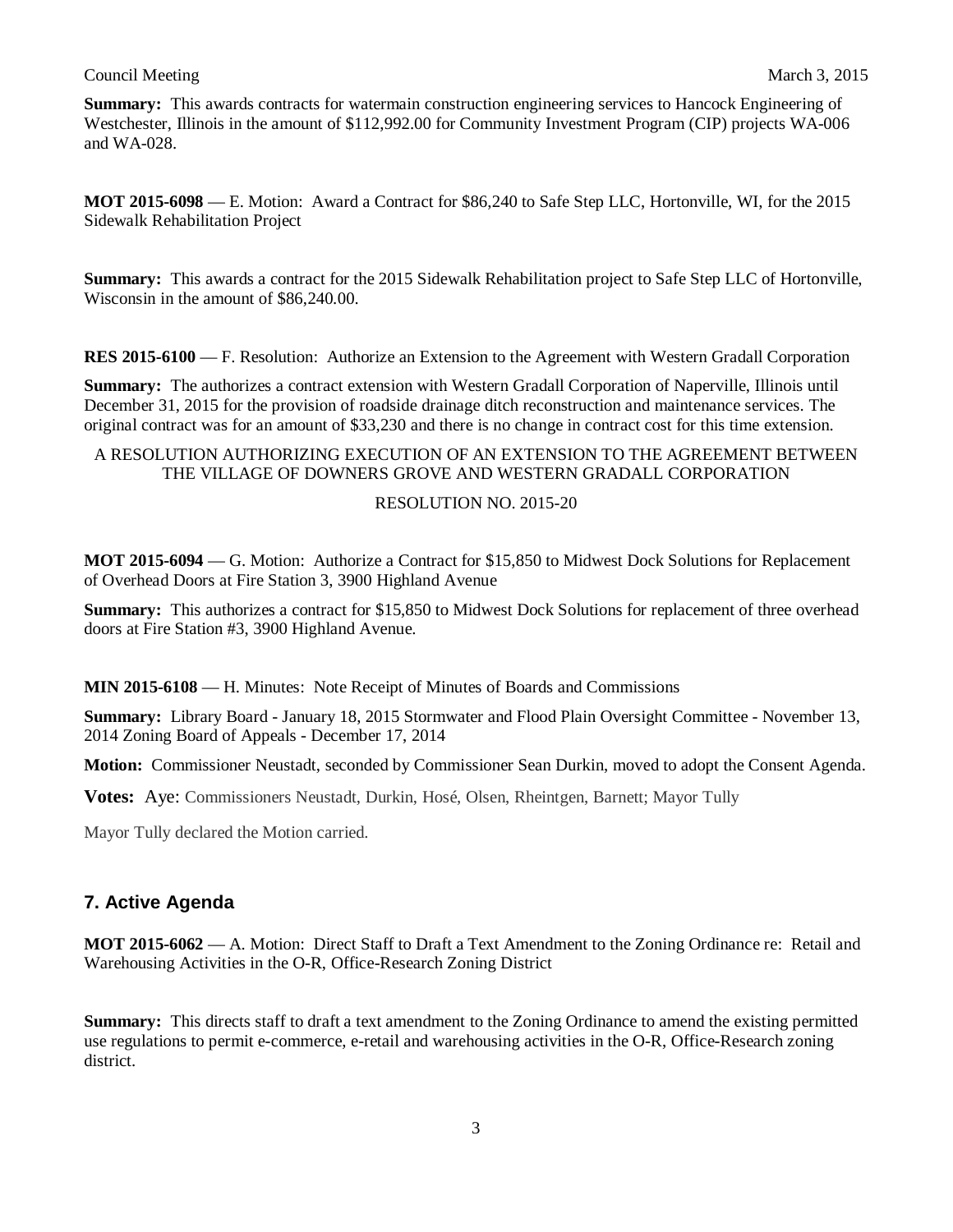**Summary:** This awards contracts for watermain construction engineering services to Hancock Engineering of Westchester, Illinois in the amount of $112,992.00 for Community Investment Program (CIP) projects WA-006 and WA-028.

**MOT 2015-6098** — E. Motion: Award a Contract for $86,240 to Safe Step LLC, Hortonville, WI, for the 2015 Sidewalk Rehabilitation Project

**Summary:** This awards a contract for the 2015 Sidewalk Rehabilitation project to Safe Step LLC of Hortonville, Wisconsin in the amount of $86,240.00.

**RES 2015-6100** — F. Resolution: Authorize an Extension to the Agreement with Western Gradall Corporation

**Summary:** The authorizes a contract extension with Western Gradall Corporation of Naperville, Illinois until December 31, 2015 for the provision of roadside drainage ditch reconstruction and maintenance services. The original contract was for an amount of $33,230 and there is no change in contract cost for this time extension.

A RESOLUTION AUTHORIZING EXECUTION OF AN EXTENSION TO THE AGREEMENT BETWEEN THE VILLAGE OF DOWNERS GROVE AND WESTERN GRADALL CORPORATION

RESOLUTION NO. 2015-20

**MOT 2015-6094** — G. Motion: Authorize a Contract for $15,850 to Midwest Dock Solutions for Replacement of Overhead Doors at Fire Station 3, 3900 Highland Avenue

**Summary:** This authorizes a contract for $15,850 to Midwest Dock Solutions for replacement of three overhead doors at Fire Station #3, 3900 Highland Avenue.

**MIN 2015-6108** — H. Minutes: Note Receipt of Minutes of Boards and Commissions

**Summary:** Library Board - January 18, 2015 Stormwater and Flood Plain Oversight Committee - November 13, 2014 Zoning Board of Appeals - December 17, 2014

**Motion:** Commissioner Neustadt, seconded by Commissioner Sean Durkin, moved to adopt the Consent Agenda.

**Votes:** Aye: Commissioners Neustadt, Durkin, Hosé, Olsen, Rheintgen, Barnett; Mayor Tully

Mayor Tully declared the Motion carried.

## 7. Active Agenda

**MOT 2015-6062** — A. Motion: Direct Staff to Draft a Text Amendment to the Zoning Ordinance re: Retail and Warehousing Activities in the O-R, Office-Research Zoning District

**Summary:** This directs staff to draft a text amendment to the Zoning Ordinance to amend the existing permitted use regulations to permit e-commerce, e-retail and warehousing activities in the O-R, Office-Research zoning district.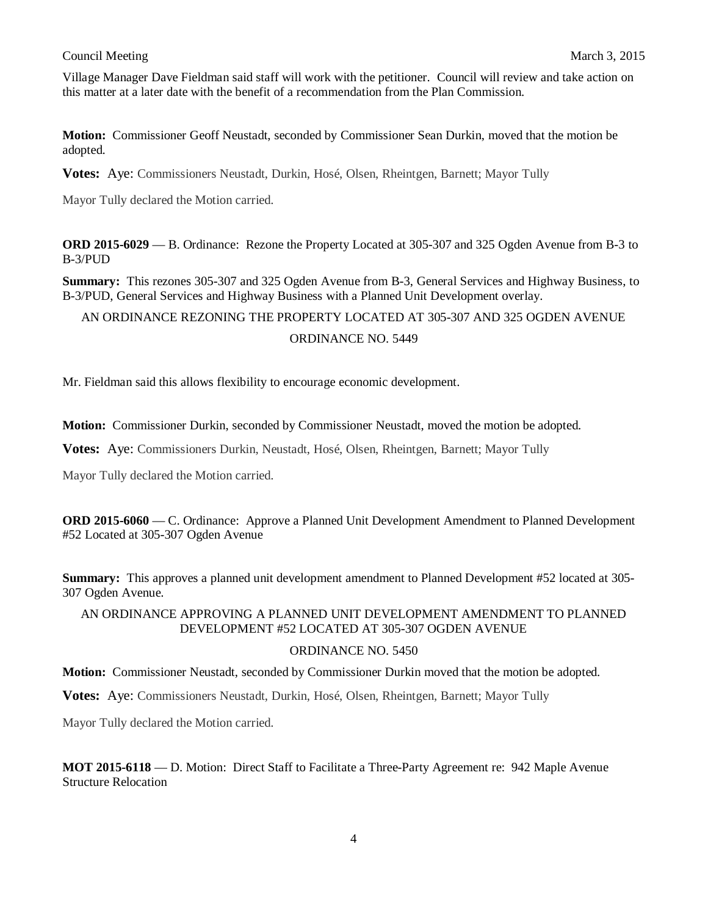Village Manager Dave Fieldman said staff will work with the petitioner. Council will review and take action on this matter at a later date with the benefit of a recommendation from the Plan Commission.

**Motion:** Commissioner Geoff Neustadt, seconded by Commissioner Sean Durkin, moved that the motion be adopted.

**Votes:** Aye: Commissioners Neustadt, Durkin, Hosé, Olsen, Rheintgen, Barnett; Mayor Tully

Mayor Tully declared the Motion carried.

**ORD 2015-6029** — B. Ordinance: Rezone the Property Located at 305-307 and 325 Ogden Avenue from B-3 to B-3/PUD

**Summary:** This rezones 305-307 and 325 Ogden Avenue from B-3, General Services and Highway Business, to B-3/PUD, General Services and Highway Business with a Planned Unit Development overlay.

AN ORDINANCE REZONING THE PROPERTY LOCATED AT 305-307 AND 325 OGDEN AVENUE

ORDINANCE NO. 5449

Mr. Fieldman said this allows flexibility to encourage economic development.

**Motion:** Commissioner Durkin, seconded by Commissioner Neustadt, moved the motion be adopted.

**Votes:** Aye: Commissioners Durkin, Neustadt, Hosé, Olsen, Rheintgen, Barnett; Mayor Tully

Mayor Tully declared the Motion carried.

**ORD 2015-6060** — C. Ordinance: Approve a Planned Unit Development Amendment to Planned Development #52 Located at 305-307 Ogden Avenue

**Summary:** This approves a planned unit development amendment to Planned Development #52 located at 305-307 Ogden Avenue.

AN ORDINANCE APPROVING A PLANNED UNIT DEVELOPMENT AMENDMENT TO PLANNED DEVELOPMENT #52 LOCATED AT 305-307 OGDEN AVENUE

ORDINANCE NO. 5450

**Motion:** Commissioner Neustadt, seconded by Commissioner Durkin moved that the motion be adopted.

**Votes:** Aye: Commissioners Neustadt, Durkin, Hosé, Olsen, Rheintgen, Barnett; Mayor Tully

Mayor Tully declared the Motion carried.

**MOT 2015-6118** — D. Motion: Direct Staff to Facilitate a Three-Party Agreement re: 942 Maple Avenue Structure Relocation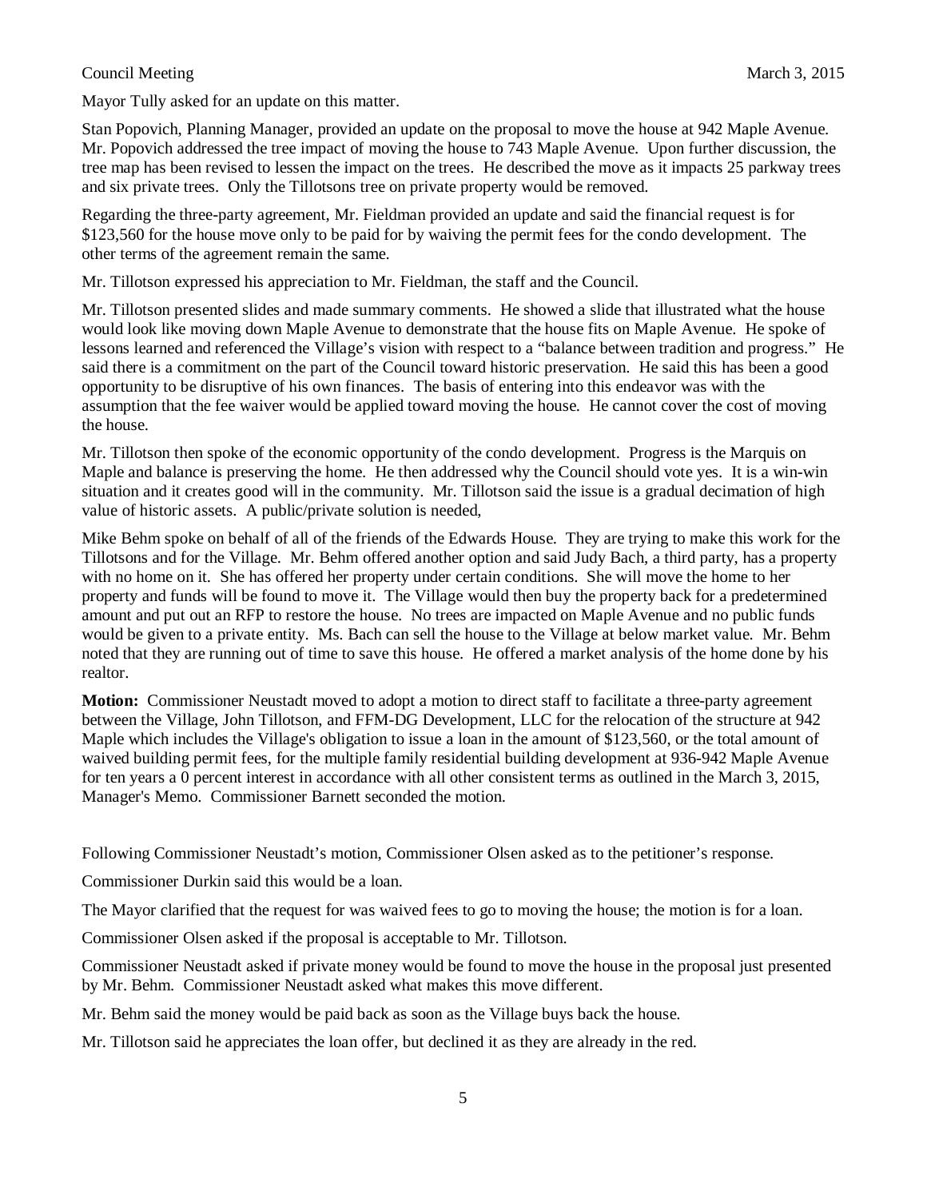Mayor Tully asked for an update on this matter.

Stan Popovich, Planning Manager, provided an update on the proposal to move the house at 942 Maple Avenue. Mr. Popovich addressed the tree impact of moving the house to 743 Maple Avenue. Upon further discussion, the tree map has been revised to lessen the impact on the trees. He described the move as it impacts 25 parkway trees and six private trees. Only the Tillotsons tree on private property would be removed.

Regarding the three-party agreement, Mr. Fieldman provided an update and said the financial request is for \$123,560 for the house move only to be paid for by waiving the permit fees for the condo development. The other terms of the agreement remain the same.

Mr. Tillotson expressed his appreciation to Mr. Fieldman, the staff and the Council.

Mr. Tillotson presented slides and made summary comments. He showed a slide that illustrated what the house would look like moving down Maple Avenue to demonstrate that the house fits on Maple Avenue. He spoke of lessons learned and referenced the Village's vision with respect to a "balance between tradition and progress." He said there is a commitment on the part of the Council toward historic preservation. He said this has been a good opportunity to be disruptive of his own finances. The basis of entering into this endeavor was with the assumption that the fee waiver would be applied toward moving the house. He cannot cover the cost of moving the house.

Mr. Tillotson then spoke of the economic opportunity of the condo development. Progress is the Marquis on Maple and balance is preserving the home. He then addressed why the Council should vote yes. It is a win-win situation and it creates good will in the community. Mr. Tillotson said the issue is a gradual decimation of high value of historic assets. A public/private solution is needed,

Mike Behm spoke on behalf of all of the friends of the Edwards House. They are trying to make this work for the Tillotsons and for the Village. Mr. Behm offered another option and said Judy Bach, a third party, has a property with no home on it. She has offered her property under certain conditions. She will move the home to her property and funds will be found to move it. The Village would then buy the property back for a predetermined amount and put out an RFP to restore the house. No trees are impacted on Maple Avenue and no public funds would be given to a private entity. Ms. Bach can sell the house to the Village at below market value. Mr. Behm noted that they are running out of time to save this house. He offered a market analysis of the home done by his realtor.

**Motion:** Commissioner Neustadt moved to adopt a motion to direct staff to facilitate a three-party agreement between the Village, John Tillotson, and FFM-DG Development, LLC for the relocation of the structure at 942 Maple which includes the Village's obligation to issue a loan in the amount of \$123,560, or the total amount of waived building permit fees, for the multiple family residential building development at 936-942 Maple Avenue for ten years a 0 percent interest in accordance with all other consistent terms as outlined in the March 3, 2015, Manager's Memo. Commissioner Barnett seconded the motion.

Following Commissioner Neustadt's motion, Commissioner Olsen asked as to the petitioner's response.

Commissioner Durkin said this would be a loan.

The Mayor clarified that the request for was waived fees to go to moving the house; the motion is for a loan.

Commissioner Olsen asked if the proposal is acceptable to Mr. Tillotson.

Commissioner Neustadt asked if private money would be found to move the house in the proposal just presented by Mr. Behm. Commissioner Neustadt asked what makes this move different.

Mr. Behm said the money would be paid back as soon as the Village buys back the house.

Mr. Tillotson said he appreciates the loan offer, but declined it as they are already in the red.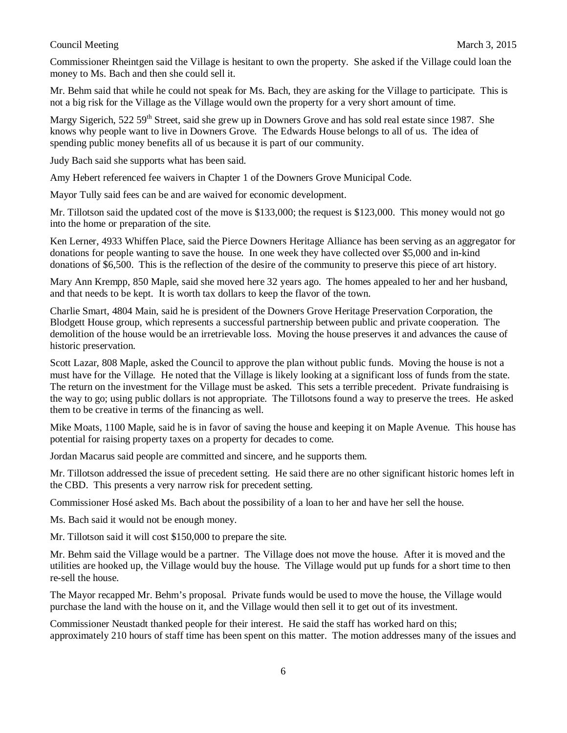Commissioner Rheintgen said the Village is hesitant to own the property. She asked if the Village could loan the money to Ms. Bach and then she could sell it.

Mr. Behm said that while he could not speak for Ms. Bach, they are asking for the Village to participate. This is not a big risk for the Village as the Village would own the property for a very short amount of time.

Margy Sigerich, 522 59th Street, said she grew up in Downers Grove and has sold real estate since 1987. She knows why people want to live in Downers Grove. The Edwards House belongs to all of us. The idea of spending public money benefits all of us because it is part of our community.

Judy Bach said she supports what has been said.

Amy Hebert referenced fee waivers in Chapter 1 of the Downers Grove Municipal Code.

Mayor Tully said fees can be and are waived for economic development.

Mr. Tillotson said the updated cost of the move is $133,000; the request is $123,000. This money would not go into the home or preparation of the site.

Ken Lerner, 4933 Whiffen Place, said the Pierce Downers Heritage Alliance has been serving as an aggregator for donations for people wanting to save the house. In one week they have collected over $5,000 and in-kind donations of $6,500. This is the reflection of the desire of the community to preserve this piece of art history.

Mary Ann Krempp, 850 Maple, said she moved here 32 years ago. The homes appealed to her and her husband, and that needs to be kept. It is worth tax dollars to keep the flavor of the town.

Charlie Smart, 4804 Main, said he is president of the Downers Grove Heritage Preservation Corporation, the Blodgett House group, which represents a successful partnership between public and private cooperation. The demolition of the house would be an irretrievable loss. Moving the house preserves it and advances the cause of historic preservation.

Scott Lazar, 808 Maple, asked the Council to approve the plan without public funds. Moving the house is not a must have for the Village. He noted that the Village is likely looking at a significant loss of funds from the state. The return on the investment for the Village must be asked. This sets a terrible precedent. Private fundraising is the way to go; using public dollars is not appropriate. The Tillotsons found a way to preserve the trees. He asked them to be creative in terms of the financing as well.

Mike Moats, 1100 Maple, said he is in favor of saving the house and keeping it on Maple Avenue. This house has potential for raising property taxes on a property for decades to come.

Jordan Macarus said people are committed and sincere, and he supports them.

Mr. Tillotson addressed the issue of precedent setting. He said there are no other significant historic homes left in the CBD. This presents a very narrow risk for precedent setting.

Commissioner Hosé asked Ms. Bach about the possibility of a loan to her and have her sell the house.

Ms. Bach said it would not be enough money.

Mr. Tillotson said it will cost $150,000 to prepare the site.

Mr. Behm said the Village would be a partner. The Village does not move the house. After it is moved and the utilities are hooked up, the Village would buy the house. The Village would put up funds for a short time to then re-sell the house.

The Mayor recapped Mr. Behm's proposal. Private funds would be used to move the house, the Village would purchase the land with the house on it, and the Village would then sell it to get out of its investment.

Commissioner Neustadt thanked people for their interest. He said the staff has worked hard on this; approximately 210 hours of staff time has been spent on this matter. The motion addresses many of the issues and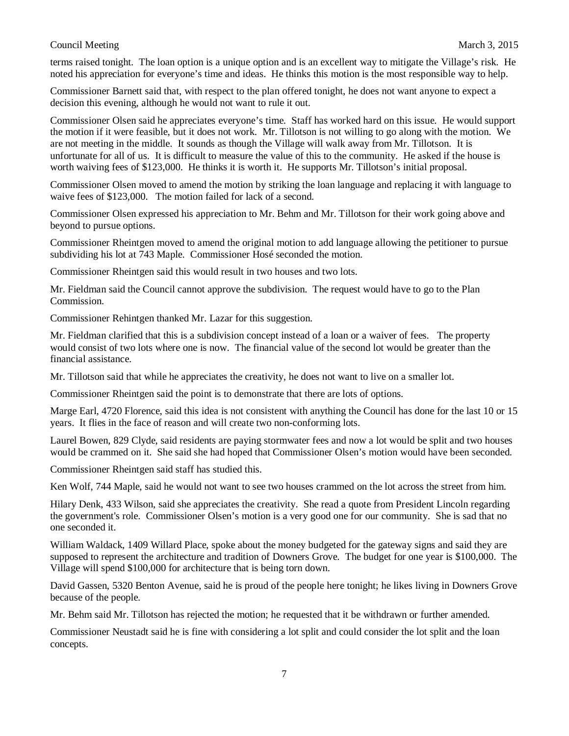terms raised tonight. The loan option is a unique option and is an excellent way to mitigate the Village's risk. He noted his appreciation for everyone's time and ideas. He thinks this motion is the most responsible way to help.

Commissioner Barnett said that, with respect to the plan offered tonight, he does not want anyone to expect a decision this evening, although he would not want to rule it out.

Commissioner Olsen said he appreciates everyone's time. Staff has worked hard on this issue. He would support the motion if it were feasible, but it does not work. Mr. Tillotson is not willing to go along with the motion. We are not meeting in the middle. It sounds as though the Village will walk away from Mr. Tillotson. It is unfortunate for all of us. It is difficult to measure the value of this to the community. He asked if the house is worth waiving fees of $123,000. He thinks it is worth it. He supports Mr. Tillotson's initial proposal.

Commissioner Olsen moved to amend the motion by striking the loan language and replacing it with language to waive fees of $123,000. The motion failed for lack of a second.

Commissioner Olsen expressed his appreciation to Mr. Behm and Mr. Tillotson for their work going above and beyond to pursue options.

Commissioner Rheintgen moved to amend the original motion to add language allowing the petitioner to pursue subdividing his lot at 743 Maple. Commissioner Hosé seconded the motion.

Commissioner Rheintgen said this would result in two houses and two lots.

Mr. Fieldman said the Council cannot approve the subdivision. The request would have to go to the Plan Commission.

Commissioner Rehintgen thanked Mr. Lazar for this suggestion.

Mr. Fieldman clarified that this is a subdivision concept instead of a loan or a waiver of fees. The property would consist of two lots where one is now. The financial value of the second lot would be greater than the financial assistance.

Mr. Tillotson said that while he appreciates the creativity, he does not want to live on a smaller lot.

Commissioner Rheintgen said the point is to demonstrate that there are lots of options.

Marge Earl, 4720 Florence, said this idea is not consistent with anything the Council has done for the last 10 or 15 years. It flies in the face of reason and will create two non-conforming lots.

Laurel Bowen, 829 Clyde, said residents are paying stormwater fees and now a lot would be split and two houses would be crammed on it. She said she had hoped that Commissioner Olsen's motion would have been seconded.

Commissioner Rheintgen said staff has studied this.

Ken Wolf, 744 Maple, said he would not want to see two houses crammed on the lot across the street from him.

Hilary Denk, 433 Wilson, said she appreciates the creativity. She read a quote from President Lincoln regarding the government's role. Commissioner Olsen's motion is a very good one for our community. She is sad that no one seconded it.

William Waldack, 1409 Willard Place, spoke about the money budgeted for the gateway signs and said they are supposed to represent the architecture and tradition of Downers Grove. The budget for one year is $100,000. The Village will spend $100,000 for architecture that is being torn down.

David Gassen, 5320 Benton Avenue, said he is proud of the people here tonight; he likes living in Downers Grove because of the people.

Mr. Behm said Mr. Tillotson has rejected the motion; he requested that it be withdrawn or further amended.

Commissioner Neustadt said he is fine with considering a lot split and could consider the lot split and the loan concepts.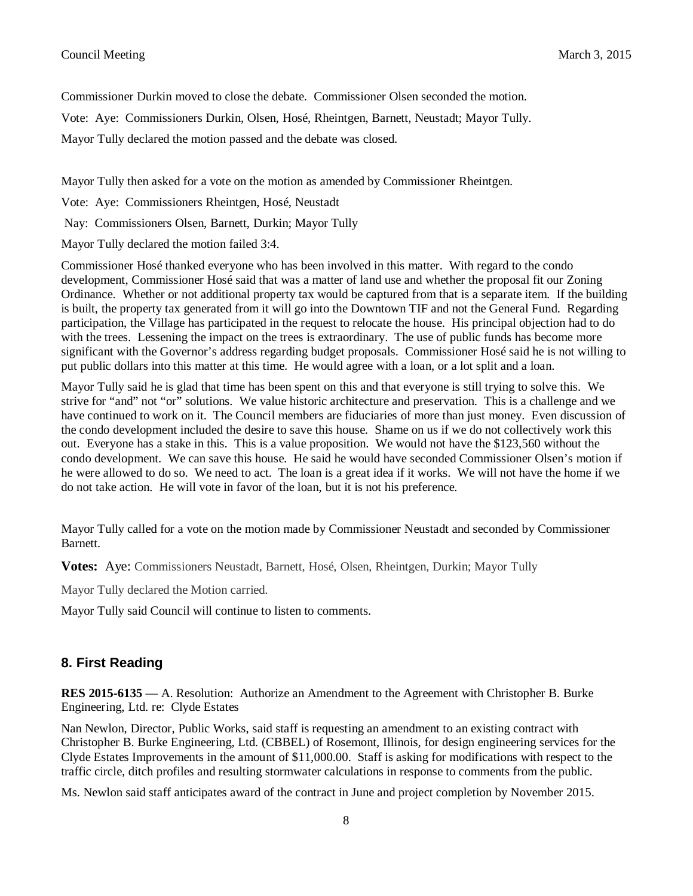Commissioner Durkin moved to close the debate. Commissioner Olsen seconded the motion.

Vote: Aye: Commissioners Durkin, Olsen, Hosé, Rheintgen, Barnett, Neustadt; Mayor Tully.

Mayor Tully declared the motion passed and the debate was closed.

Mayor Tully then asked for a vote on the motion as amended by Commissioner Rheintgen.

Vote: Aye: Commissioners Rheintgen, Hosé, Neustadt

Nay: Commissioners Olsen, Barnett, Durkin; Mayor Tully

Mayor Tully declared the motion failed 3:4.

Commissioner Hosé thanked everyone who has been involved in this matter. With regard to the condo development, Commissioner Hosé said that was a matter of land use and whether the proposal fit our Zoning Ordinance. Whether or not additional property tax would be captured from that is a separate item. If the building is built, the property tax generated from it will go into the Downtown TIF and not the General Fund. Regarding participation, the Village has participated in the request to relocate the house. His principal objection had to do with the trees. Lessening the impact on the trees is extraordinary. The use of public funds has become more significant with the Governor's address regarding budget proposals. Commissioner Hosé said he is not willing to put public dollars into this matter at this time. He would agree with a loan, or a lot split and a loan.

Mayor Tully said he is glad that time has been spent on this and that everyone is still trying to solve this. We strive for "and" not "or" solutions. We value historic architecture and preservation. This is a challenge and we have continued to work on it. The Council members are fiduciaries of more than just money. Even discussion of the condo development included the desire to save this house. Shame on us if we do not collectively work this out. Everyone has a stake in this. This is a value proposition. We would not have the $123,560 without the condo development. We can save this house. He said he would have seconded Commissioner Olsen's motion if he were allowed to do so. We need to act. The loan is a great idea if it works. We will not have the home if we do not take action. He will vote in favor of the loan, but it is not his preference.

Mayor Tully called for a vote on the motion made by Commissioner Neustadt and seconded by Commissioner Barnett.

**Votes:** Aye: Commissioners Neustadt, Barnett, Hosé, Olsen, Rheintgen, Durkin; Mayor Tully

Mayor Tully declared the Motion carried.

Mayor Tully said Council will continue to listen to comments.

## 8. First Reading

**RES 2015-6135** — A. Resolution: Authorize an Amendment to the Agreement with Christopher B. Burke Engineering, Ltd. re: Clyde Estates

Nan Newlon, Director, Public Works, said staff is requesting an amendment to an existing contract with Christopher B. Burke Engineering, Ltd. (CBBEL) of Rosemont, Illinois, for design engineering services for the Clyde Estates Improvements in the amount of $11,000.00. Staff is asking for modifications with respect to the traffic circle, ditch profiles and resulting stormwater calculations in response to comments from the public.

Ms. Newlon said staff anticipates award of the contract in June and project completion by November 2015.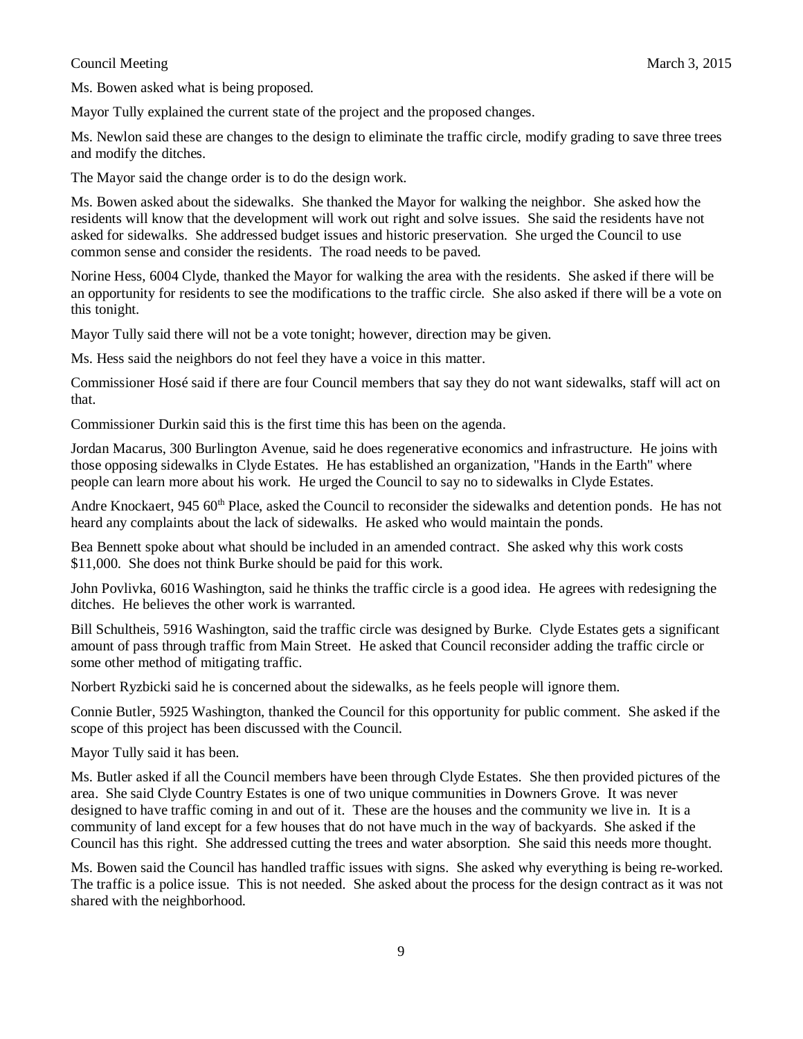Ms. Bowen asked what is being proposed.

Mayor Tully explained the current state of the project and the proposed changes.

Ms. Newlon said these are changes to the design to eliminate the traffic circle, modify grading to save three trees and modify the ditches.

The Mayor said the change order is to do the design work.

Ms. Bowen asked about the sidewalks. She thanked the Mayor for walking the neighbor. She asked how the residents will know that the development will work out right and solve issues. She said the residents have not asked for sidewalks. She addressed budget issues and historic preservation. She urged the Council to use common sense and consider the residents. The road needs to be paved.

Norine Hess, 6004 Clyde, thanked the Mayor for walking the area with the residents. She asked if there will be an opportunity for residents to see the modifications to the traffic circle. She also asked if there will be a vote on this tonight.

Mayor Tully said there will not be a vote tonight; however, direction may be given.

Ms. Hess said the neighbors do not feel they have a voice in this matter.

Commissioner Hosé said if there are four Council members that say they do not want sidewalks, staff will act on that.

Commissioner Durkin said this is the first time this has been on the agenda.

Jordan Macarus, 300 Burlington Avenue, said he does regenerative economics and infrastructure. He joins with those opposing sidewalks in Clyde Estates. He has established an organization, "Hands in the Earth" where people can learn more about his work. He urged the Council to say no to sidewalks in Clyde Estates.

Andre Knockaert, 945 60th Place, asked the Council to reconsider the sidewalks and detention ponds. He has not heard any complaints about the lack of sidewalks. He asked who would maintain the ponds.

Bea Bennett spoke about what should be included in an amended contract. She asked why this work costs $11,000. She does not think Burke should be paid for this work.

John Povlivka, 6016 Washington, said he thinks the traffic circle is a good idea. He agrees with redesigning the ditches. He believes the other work is warranted.

Bill Schultheis, 5916 Washington, said the traffic circle was designed by Burke. Clyde Estates gets a significant amount of pass through traffic from Main Street. He asked that Council reconsider adding the traffic circle or some other method of mitigating traffic.

Norbert Ryzbicki said he is concerned about the sidewalks, as he feels people will ignore them.

Connie Butler, 5925 Washington, thanked the Council for this opportunity for public comment. She asked if the scope of this project has been discussed with the Council.

Mayor Tully said it has been.

Ms. Butler asked if all the Council members have been through Clyde Estates. She then provided pictures of the area. She said Clyde Country Estates is one of two unique communities in Downers Grove. It was never designed to have traffic coming in and out of it. These are the houses and the community we live in. It is a community of land except for a few houses that do not have much in the way of backyards. She asked if the Council has this right. She addressed cutting the trees and water absorption. She said this needs more thought.

Ms. Bowen said the Council has handled traffic issues with signs. She asked why everything is being re-worked. The traffic is a police issue. This is not needed. She asked about the process for the design contract as it was not shared with the neighborhood.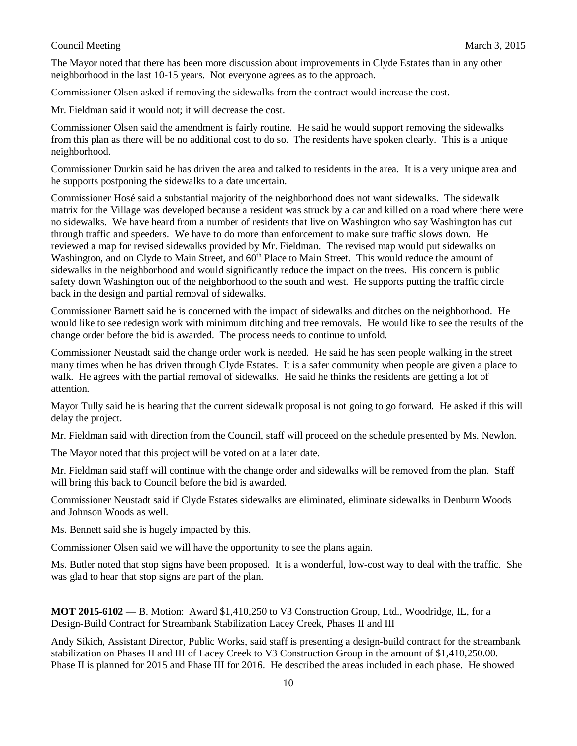The Mayor noted that there has been more discussion about improvements in Clyde Estates than in any other neighborhood in the last 10-15 years. Not everyone agrees as to the approach.

Commissioner Olsen asked if removing the sidewalks from the contract would increase the cost.

Mr. Fieldman said it would not; it will decrease the cost.

Commissioner Olsen said the amendment is fairly routine. He said he would support removing the sidewalks from this plan as there will be no additional cost to do so. The residents have spoken clearly. This is a unique neighborhood.

Commissioner Durkin said he has driven the area and talked to residents in the area. It is a very unique area and he supports postponing the sidewalks to a date uncertain.

Commissioner Hosé said a substantial majority of the neighborhood does not want sidewalks. The sidewalk matrix for the Village was developed because a resident was struck by a car and killed on a road where there were no sidewalks. We have heard from a number of residents that live on Washington who say Washington has cut through traffic and speeders. We have to do more than enforcement to make sure traffic slows down. He reviewed a map for revised sidewalks provided by Mr. Fieldman. The revised map would put sidewalks on Washington, and on Clyde to Main Street, and 60th Place to Main Street. This would reduce the amount of sidewalks in the neighborhood and would significantly reduce the impact on the trees. His concern is public safety down Washington out of the neighborhood to the south and west. He supports putting the traffic circle back in the design and partial removal of sidewalks.

Commissioner Barnett said he is concerned with the impact of sidewalks and ditches on the neighborhood. He would like to see redesign work with minimum ditching and tree removals. He would like to see the results of the change order before the bid is awarded. The process needs to continue to unfold.

Commissioner Neustadt said the change order work is needed. He said he has seen people walking in the street many times when he has driven through Clyde Estates. It is a safer community when people are given a place to walk. He agrees with the partial removal of sidewalks. He said he thinks the residents are getting a lot of attention.

Mayor Tully said he is hearing that the current sidewalk proposal is not going to go forward. He asked if this will delay the project.

Mr. Fieldman said with direction from the Council, staff will proceed on the schedule presented by Ms. Newlon.

The Mayor noted that this project will be voted on at a later date.

Mr. Fieldman said staff will continue with the change order and sidewalks will be removed from the plan. Staff will bring this back to Council before the bid is awarded.

Commissioner Neustadt said if Clyde Estates sidewalks are eliminated, eliminate sidewalks in Denburn Woods and Johnson Woods as well.

Ms. Bennett said she is hugely impacted by this.

Commissioner Olsen said we will have the opportunity to see the plans again.

Ms. Butler noted that stop signs have been proposed. It is a wonderful, low-cost way to deal with the traffic. She was glad to hear that stop signs are part of the plan.

**MOT 2015-6102** — B. Motion: Award $1,410,250 to V3 Construction Group, Ltd., Woodridge, IL, for a Design-Build Contract for Streambank Stabilization Lacey Creek, Phases II and III

Andy Sikich, Assistant Director, Public Works, said staff is presenting a design-build contract for the streambank stabilization on Phases II and III of Lacey Creek to V3 Construction Group in the amount of $1,410,250.00. Phase II is planned for 2015 and Phase III for 2016. He described the areas included in each phase. He showed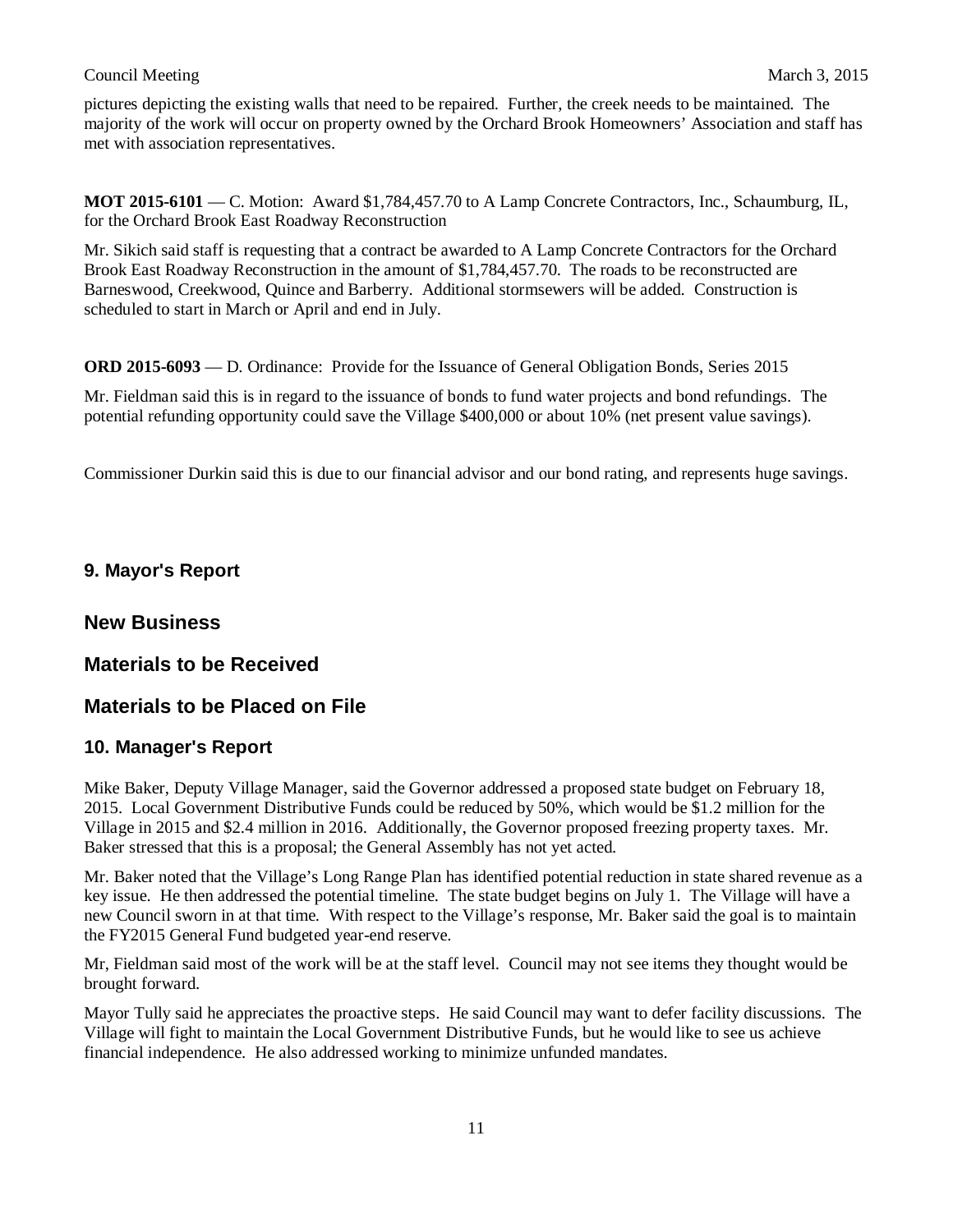pictures depicting the existing walls that need to be repaired. Further, the creek needs to be maintained. The majority of the work will occur on property owned by the Orchard Brook Homeowners' Association and staff has met with association representatives.

**MOT 2015-6101** — C. Motion: Award $1,784,457.70 to A Lamp Concrete Contractors, Inc., Schaumburg, IL, for the Orchard Brook East Roadway Reconstruction

Mr. Sikich said staff is requesting that a contract be awarded to A Lamp Concrete Contractors for the Orchard Brook East Roadway Reconstruction in the amount of $1,784,457.70. The roads to be reconstructed are Barneswood, Creekwood, Quince and Barberry. Additional stormsewers will be added. Construction is scheduled to start in March or April and end in July.

**ORD 2015-6093** — D. Ordinance: Provide for the Issuance of General Obligation Bonds, Series 2015

Mr. Fieldman said this is in regard to the issuance of bonds to fund water projects and bond refundings. The potential refunding opportunity could save the Village $400,000 or about 10% (net present value savings).

Commissioner Durkin said this is due to our financial advisor and our bond rating, and represents huge savings.

### 9. Mayor's Report

## New Business

## Materials to be Received

## Materials to be Placed on File

### 10. Manager's Report

Mike Baker, Deputy Village Manager, said the Governor addressed a proposed state budget on February 18, 2015. Local Government Distributive Funds could be reduced by 50%, which would be $1.2 million for the Village in 2015 and $2.4 million in 2016. Additionally, the Governor proposed freezing property taxes. Mr. Baker stressed that this is a proposal; the General Assembly has not yet acted.

Mr. Baker noted that the Village's Long Range Plan has identified potential reduction in state shared revenue as a key issue. He then addressed the potential timeline. The state budget begins on July 1. The Village will have a new Council sworn in at that time. With respect to the Village's response, Mr. Baker said the goal is to maintain the FY2015 General Fund budgeted year-end reserve.

Mr, Fieldman said most of the work will be at the staff level. Council may not see items they thought would be brought forward.

Mayor Tully said he appreciates the proactive steps. He said Council may want to defer facility discussions. The Village will fight to maintain the Local Government Distributive Funds, but he would like to see us achieve financial independence. He also addressed working to minimize unfunded mandates.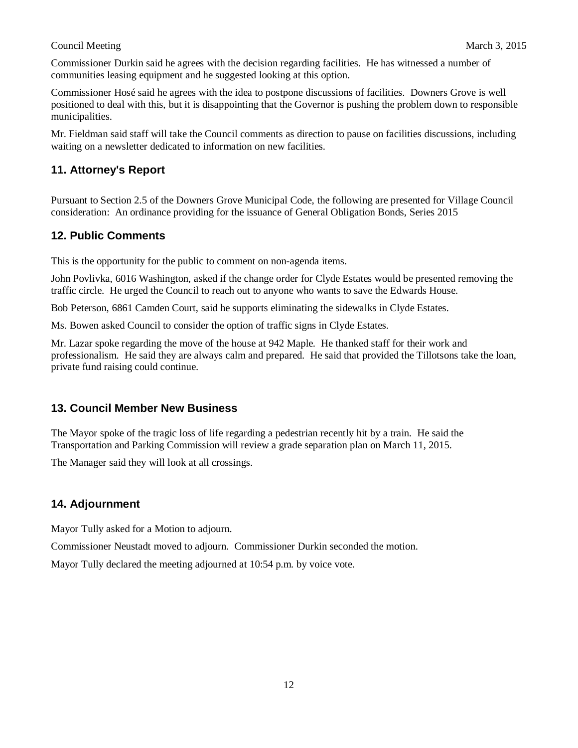Commissioner Durkin said he agrees with the decision regarding facilities. He has witnessed a number of communities leasing equipment and he suggested looking at this option.

Commissioner Hosé said he agrees with the idea to postpone discussions of facilities. Downers Grove is well positioned to deal with this, but it is disappointing that the Governor is pushing the problem down to responsible municipalities.

Mr. Fieldman said staff will take the Council comments as direction to pause on facilities discussions, including waiting on a newsletter dedicated to information on new facilities.

## 11. Attorney's Report

Pursuant to Section 2.5 of the Downers Grove Municipal Code, the following are presented for Village Council consideration: An ordinance providing for the issuance of General Obligation Bonds, Series 2015

## 12. Public Comments

This is the opportunity for the public to comment on non-agenda items.

John Povlivka, 6016 Washington, asked if the change order for Clyde Estates would be presented removing the traffic circle. He urged the Council to reach out to anyone who wants to save the Edwards House.

Bob Peterson, 6861 Camden Court, said he supports eliminating the sidewalks in Clyde Estates.

Ms. Bowen asked Council to consider the option of traffic signs in Clyde Estates.

Mr. Lazar spoke regarding the move of the house at 942 Maple. He thanked staff for their work and professionalism. He said they are always calm and prepared. He said that provided the Tillotsons take the loan, private fund raising could continue.

## 13. Council Member New Business

The Mayor spoke of the tragic loss of life regarding a pedestrian recently hit by a train. He said the Transportation and Parking Commission will review a grade separation plan on March 11, 2015.

The Manager said they will look at all crossings.

## 14. Adjournment

Mayor Tully asked for a Motion to adjourn.

Commissioner Neustadt moved to adjourn. Commissioner Durkin seconded the motion.

Mayor Tully declared the meeting adjourned at 10:54 p.m. by voice vote.